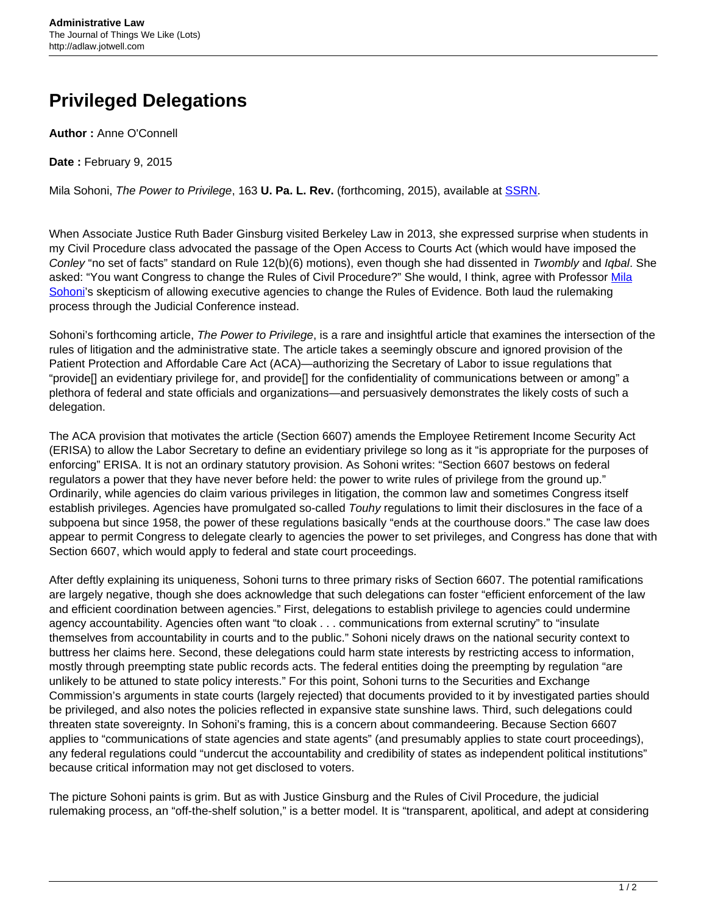# Privileged Delegations

**Author :** Anne O'Connell

**Date :** February 9, 2015

Mila Sohoni, *The Power to Privilege*, 163 **U. Pa. L. Rev.** (forthcoming, 2015), available at SSRN.

When Associate Justice Ruth Bader Ginsburg visited Berkeley Law in 2013, she expressed surprise when students in my Civil Procedure class advocated the passage of the Open Access to Courts Act (which would have imposed the *Conley* "no set of facts" standard on Rule 12(b)(6) motions), even though she had dissented in *Twombly* and *Iqbal*. She asked: "You want Congress to change the Rules of Civil Procedure?" She would, I think, agree with Professor Mila Sohoni's skepticism of allowing executive agencies to change the Rules of Evidence. Both laud the rulemaking process through the Judicial Conference instead.

Sohoni's forthcoming article, *The Power to Privilege*, is a rare and insightful article that examines the intersection of the rules of litigation and the administrative state. The article takes a seemingly obscure and ignored provision of the Patient Protection and Affordable Care Act (ACA)—authorizing the Secretary of Labor to issue regulations that "provide[] an evidentiary privilege for, and provide[] for the confidentiality of communications between or among" a plethora of federal and state officials and organizations—and persuasively demonstrates the likely costs of such a delegation.

The ACA provision that motivates the article (Section 6607) amends the Employee Retirement Income Security Act (ERISA) to allow the Labor Secretary to define an evidentiary privilege so long as it "is appropriate for the purposes of enforcing" ERISA. It is not an ordinary statutory provision. As Sohoni writes: "Section 6607 bestows on federal regulators a power that they have never before held: the power to write rules of privilege from the ground up." Ordinarily, while agencies do claim various privileges in litigation, the common law and sometimes Congress itself establish privileges. Agencies have promulgated so-called *Touhy* regulations to limit their disclosures in the face of a subpoena but since 1958, the power of these regulations basically "ends at the courthouse doors." The case law does appear to permit Congress to delegate clearly to agencies the power to set privileges, and Congress has done that with Section 6607, which would apply to federal and state court proceedings.

After deftly explaining its uniqueness, Sohoni turns to three primary risks of Section 6607. The potential ramifications are largely negative, though she does acknowledge that such delegations can foster "efficient enforcement of the law and efficient coordination between agencies." First, delegations to establish privilege to agencies could undermine agency accountability. Agencies often want "to cloak . . . communications from external scrutiny" to "insulate themselves from accountability in courts and to the public." Sohoni nicely draws on the national security context to buttress her claims here. Second, these delegations could harm state interests by restricting access to information, mostly through preempting state public records acts. The federal entities doing the preempting by regulation "are unlikely to be attuned to state policy interests." For this point, Sohoni turns to the Securities and Exchange Commission's arguments in state courts (largely rejected) that documents provided to it by investigated parties should be privileged, and also notes the policies reflected in expansive state sunshine laws. Third, such delegations could threaten state sovereignty. In Sohoni's framing, this is a concern about commandeering. Because Section 6607 applies to "communications of state agencies and state agents" (and presumably applies to state court proceedings), any federal regulations could "undercut the accountability and credibility of states as independent political institutions" because critical information may not get disclosed to voters.

The picture Sohoni paints is grim. But as with Justice Ginsburg and the Rules of Civil Procedure, the judicial rulemaking process, an "off-the-shelf solution," is a better model. It is "transparent, apolitical, and adept at considering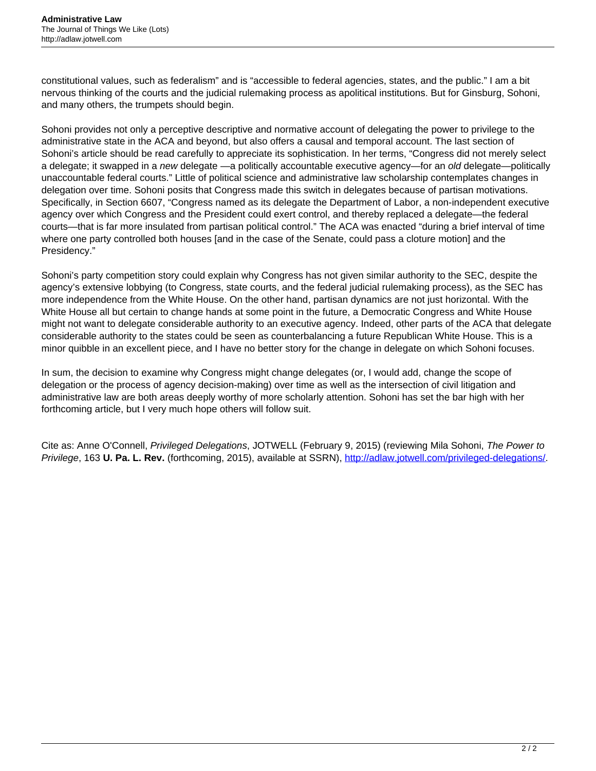constitutional values, such as federalism" and is "accessible to federal agencies, states, and the public." I am a bit nervous thinking of the courts and the judicial rulemaking process as apolitical institutions. But for Ginsburg, Sohoni, and many others, the trumpets should begin.

Sohoni provides not only a perceptive descriptive and normative account of delegating the power to privilege to the administrative state in the ACA and beyond, but also offers a causal and temporal account. The last section of Sohoni's article should be read carefully to appreciate its sophistication. In her terms, "Congress did not merely select a delegate; it swapped in a *new* delegate —a politically accountable executive agency—for an *old* delegate—politically unaccountable federal courts." Little of political science and administrative law scholarship contemplates changes in delegation over time. Sohoni posits that Congress made this switch in delegates because of partisan motivations. Specifically, in Section 6607, "Congress named as its delegate the Department of Labor, a non-independent executive agency over which Congress and the President could exert control, and thereby replaced a delegate—the federal courts—that is far more insulated from partisan political control." The ACA was enacted "during a brief interval of time where one party controlled both houses [and in the case of the Senate, could pass a cloture motion] and the Presidency."

Sohoni's party competition story could explain why Congress has not given similar authority to the SEC, despite the agency's extensive lobbying (to Congress, state courts, and the federal judicial rulemaking process), as the SEC has more independence from the White House. On the other hand, partisan dynamics are not just horizontal. With the White House all but certain to change hands at some point in the future, a Democratic Congress and White House might not want to delegate considerable authority to an executive agency. Indeed, other parts of the ACA that delegate considerable authority to the states could be seen as counterbalancing a future Republican White House. This is a minor quibble in an excellent piece, and I have no better story for the change in delegate on which Sohoni focuses.

In sum, the decision to examine why Congress might change delegates (or, I would add, change the scope of delegation or the process of agency decision-making) over time as well as the intersection of civil litigation and administrative law are both areas deeply worthy of more scholarly attention. Sohoni has set the bar high with her forthcoming article, but I very much hope others will follow suit.

Cite as: Anne O'Connell, *Privileged Delegations*, JOTWELL (February 9, 2015) (reviewing Mila Sohoni, *The Power to Privilege*, 163 **U. Pa. L. Rev.** (forthcoming, 2015), available at SSRN), http://adlaw.jotwell.com/privileged-delegations/.